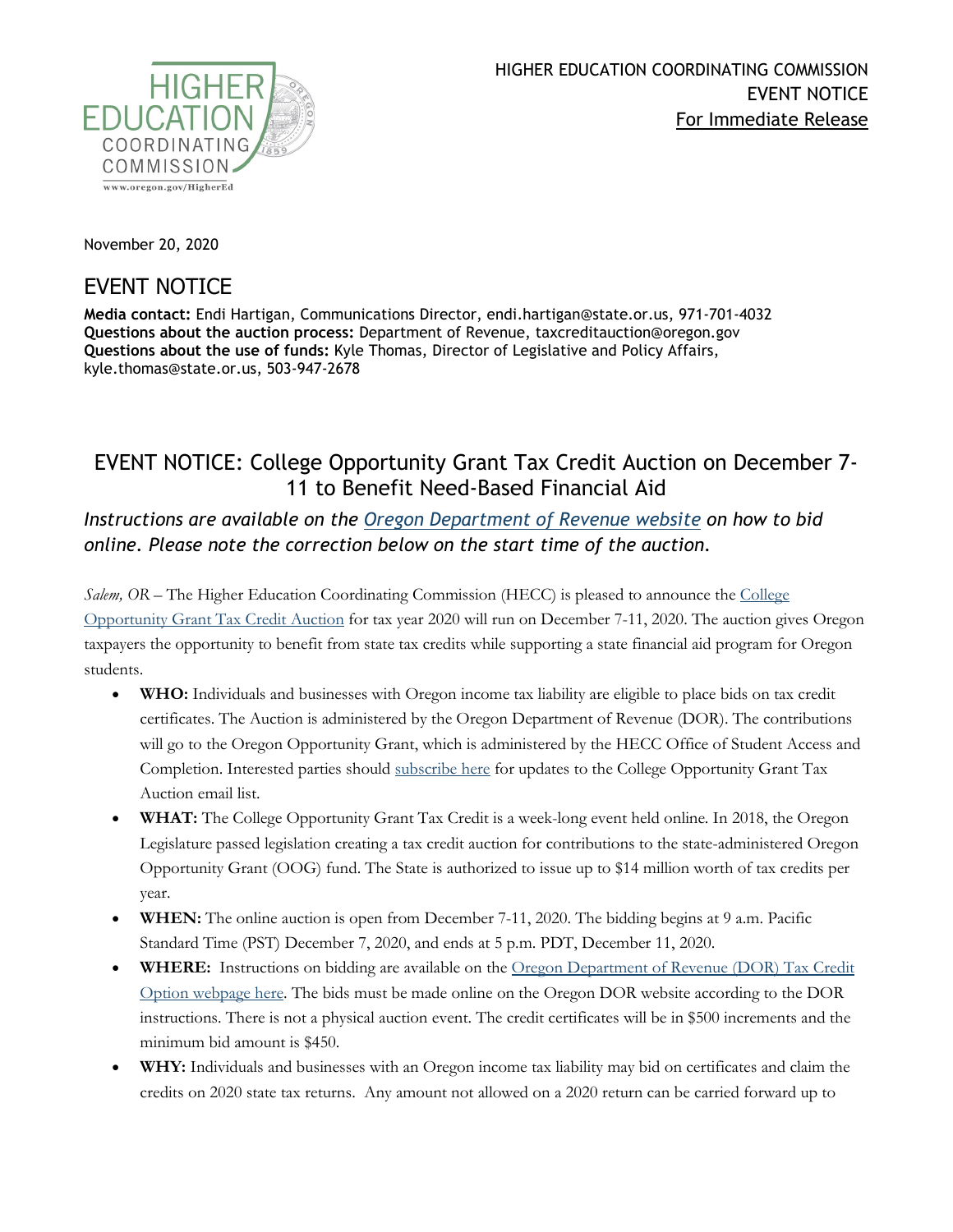HIGHER EDUCATION COORDINATING COMMISSION
EVENT NOTICE
For Immediate Release

November 20, 2020

# EVENT NOTICE

**Media contact:** Endi Hartigan, Communications Director, endi.hartigan@state.or.us, 971-701-4032
**Questions about the auction process:** Department of Revenue, taxcreditauction@oregon.gov
**Questions about the use of funds:** Kyle Thomas, Director of Legislative and Policy Affairs, kyle.thomas@state.or.us, 503-947-2678

## EVENT NOTICE: College Opportunity Grant Tax Credit Auction on December 7-11 to Benefit Need-Based Financial Aid

*Instructions are available on the Oregon Department of Revenue website on how to bid online. Please note the correction below on the start time of the auction.*

*Salem, OR* – The Higher Education Coordinating Commission (HECC) is pleased to announce the College Opportunity Grant Tax Credit Auction for tax year 2020 will run on December 7-11, 2020. The auction gives Oregon taxpayers the opportunity to benefit from state tax credits while supporting a state financial aid program for Oregon students.

- **WHO:** Individuals and businesses with Oregon income tax liability are eligible to place bids on tax credit certificates. The Auction is administered by the Oregon Department of Revenue (DOR). The contributions will go to the Oregon Opportunity Grant, which is administered by the HECC Office of Student Access and Completion. Interested parties should subscribe here for updates to the College Opportunity Grant Tax Auction email list.
- **WHAT:** The College Opportunity Grant Tax Credit is a week-long event held online. In 2018, the Oregon Legislature passed legislation creating a tax credit auction for contributions to the state-administered Oregon Opportunity Grant (OOG) fund. The State is authorized to issue up to $14 million worth of tax credits per year.
- **WHEN:** The online auction is open from December 7-11, 2020. The bidding begins at 9 a.m. Pacific Standard Time (PST) December 7, 2020, and ends at 5 p.m. PDT, December 11, 2020.
- **WHERE:** Instructions on bidding are available on the Oregon Department of Revenue (DOR) Tax Credit Option webpage here. The bids must be made online on the Oregon DOR website according to the DOR instructions. There is not a physical auction event. The credit certificates will be in $500 increments and the minimum bid amount is $450.
- **WHY:** Individuals and businesses with an Oregon income tax liability may bid on certificates and claim the credits on 2020 state tax returns. Any amount not allowed on a 2020 return can be carried forward up to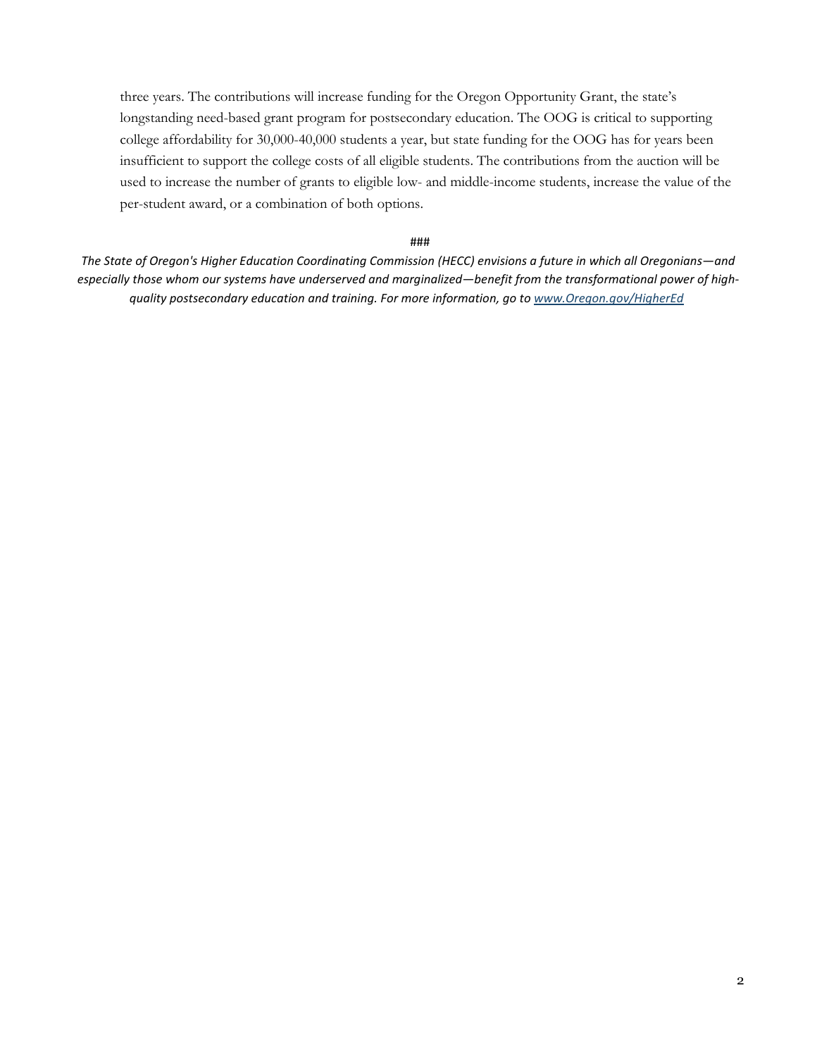three years. The contributions will increase funding for the Oregon Opportunity Grant, the state's longstanding need-based grant program for postsecondary education. The OOG is critical to supporting college affordability for 30,000-40,000 students a year, but state funding for the OOG has for years been insufficient to support the college costs of all eligible students. The contributions from the auction will be used to increase the number of grants to eligible low- and middle-income students, increase the value of the per-student award, or a combination of both options.

###

*The State of Oregon's Higher Education Coordinating Commission (HECC) envisions a future in which all Oregonians—and especially those whom our systems have underserved and marginalized—benefit from the transformational power of high-quality postsecondary education and training. For more information, go to [www.Oregon.gov/HigherEd](http://www.Oregon.gov/HigherEd)*